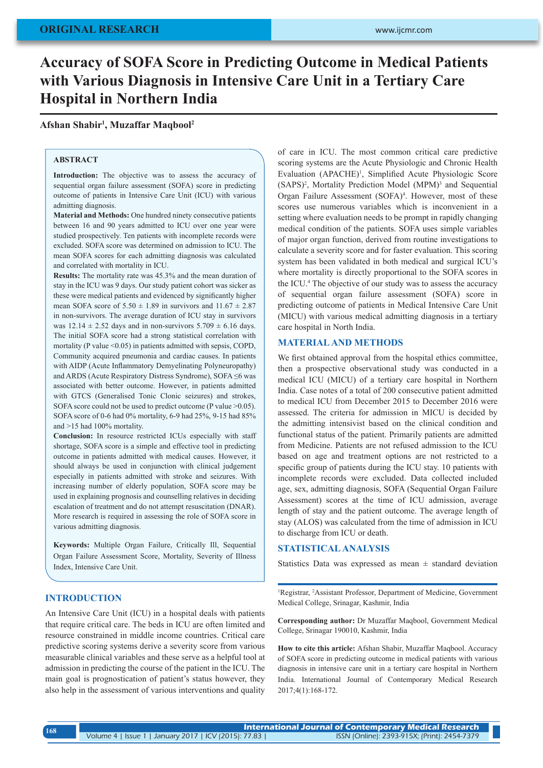ORIGINAL RESEARCH

# Accuracy of SOFA Score in Predicting Outcome in Medical Patients with Various Diagnosis in Intensive Care Unit in a Tertiary Care Hospital in Northern India

**Afshan Shabir[1], Muzaffar Maqbool[2]**

## ABSTRACT

**Introduction:** The objective was to assess the accuracy of sequential organ failure assessment (SOFA) score in predicting outcome of patients in Intensive Care Unit (ICU) with various admitting diagnosis.

**Material and Methods:** One hundred ninety consecutive patients between 16 and 90 years admitted to ICU over one year were studied prospectively. Ten patients with incomplete records were excluded. SOFA score was determined on admission to ICU. The mean SOFA scores for each admitting diagnosis was calculated and correlated with mortality in ICU.

**Results:** The mortality rate was 45.3% and the mean duration of stay in the ICU was 9 days. Our study patient cohort was sicker as these were medical patients and evidenced by significantly higher mean SOFA score of 5.50 ± 1.89 in survivors and 11.67 ± 2.87 in non-survivors. The average duration of ICU stay in survivors was 12.14 ± 2.52 days and in non-survivors 5.709 ± 6.16 days. The initial SOFA score had a strong statistical correlation with mortality (P value <0.05) in patients admitted with sepsis, COPD, Community acquired pneumonia and cardiac causes. In patients with AIDP (Acute Inflammatory Demyelinating Polyneuropathy) and ARDS (Acute Respiratory Distress Syndrome), SOFA ≤6 was associated with better outcome. However, in patients admitted with GTCS (Generalised Tonic Clonic seizures) and strokes, SOFA score could not be used to predict outcome (P value >0.05). SOFA score of 0-6 had 0% mortality, 6-9 had 25%, 9-15 had 85% and >15 had 100% mortality.

**Conclusion:** In resource restricted ICUs especially with staff shortage, SOFA score is a simple and effective tool in predicting outcome in patients admitted with medical causes. However, it should always be used in conjunction with clinical judgement especially in patients admitted with stroke and seizures. With increasing number of elderly population, SOFA score may be used in explaining prognosis and counselling relatives in deciding escalation of treatment and do not attempt resuscitation (DNAR). More research is required in assessing the role of SOFA score in various admitting diagnosis.

**Keywords:** Multiple Organ Failure, Critically Ill, Sequential Organ Failure Assessment Score, Mortality, Severity of Illness Index, Intensive Care Unit.

## INTRODUCTION

An Intensive Care Unit (ICU) in a hospital deals with patients that require critical care. The beds in ICU are often limited and resource constrained in middle income countries. Critical care predictive scoring systems derive a severity score from various measurable clinical variables and these serve as a helpful tool at admission in predicting the course of the patient in the ICU. The main goal is prognostication of patient's status however, they also help in the assessment of various interventions and quality of care in ICU. The most common critical care predictive scoring systems are the Acute Physiologic and Chronic Health Evaluation (APACHE)[1], Simplified Acute Physiologic Score (SAPS)[2], Mortality Prediction Model (MPM)[3] and Sequential Organ Failure Assessment (SOFA)[4]. However, most of these scores use numerous variables which is inconvenient in a setting where evaluation needs to be prompt in rapidly changing medical condition of the patients. SOFA uses simple variables of major organ function, derived from routine investigations to calculate a severity score and for faster evaluation. This scoring system has been validated in both medical and surgical ICU's where mortality is directly proportional to the SOFA scores in the ICU.[4] The objective of our study was to assess the accuracy of sequential organ failure assessment (SOFA) score in predicting outcome of patients in Medical Intensive Care Unit (MICU) with various medical admitting diagnosis in a tertiary care hospital in North India.

## MATERIAL AND METHODS

We first obtained approval from the hospital ethics committee, then a prospective observational study was conducted in a medical ICU (MICU) of a tertiary care hospital in Northern India. Case notes of a total of 200 consecutive patient admitted to medical ICU from December 2015 to December 2016 were assessed. The criteria for admission in MICU is decided by the admitting intensivist based on the clinical condition and functional status of the patient. Primarily patients are admitted from Medicine. Patients are not refused admission to the ICU based on age and treatment options are not restricted to a specific group of patients during the ICU stay. 10 patients with incomplete records were excluded. Data collected included age, sex, admitting diagnosis, SOFA (Sequential Organ Failure Assessment) scores at the time of ICU admission, average length of stay and the patient outcome. The average length of stay (ALOS) was calculated from the time of admission in ICU to discharge from ICU or death.

## STATISTICAL ANALYSIS

Statistics Data was expressed as mean ± standard deviation

---

[1]Registrar, [2]Assistant Professor, Department of Medicine, Government Medical College, Srinagar, Kashmir, India

**Corresponding author:** Dr Muzaffar Maqbool, Government Medical College, Srinagar 190010, Kashmir, India

**How to cite this article:** Afshan Shabir, Muzaffar Maqbool. Accuracy of SOFA score in predicting outcome in medical patients with various diagnosis in intensive care unit in a tertiary care hospital in Northern India. International Journal of Contemporary Medical Research 2017;4(1):168-172.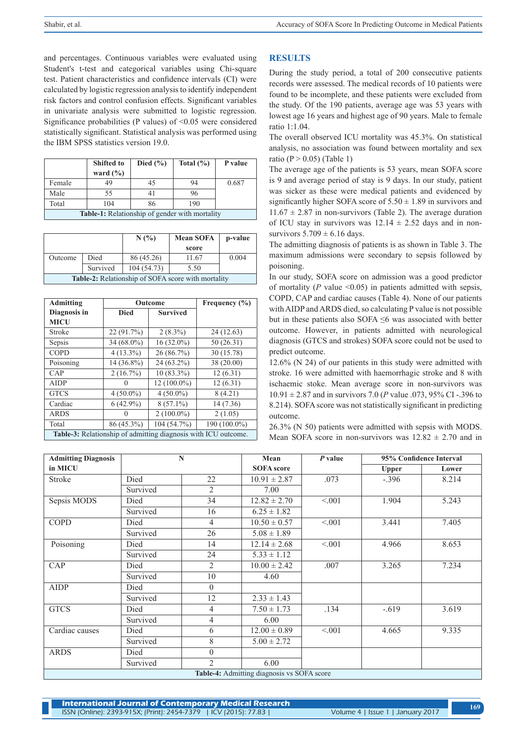and percentages. Continuous variables were evaluated using Student's t-test and categorical variables using Chi-square test. Patient characteristics and confidence intervals (CI) were calculated by logistic regression analysis to identify independent risk factors and control confusion effects. Significant variables in univariate analysis were submitted to logistic regression. Significance probabilities (P values) of <0.05 were considered statistically significant. Statistical analysis was performed using the IBM SPSS statistics version 19.0.

| | Shifted to ward (%) | Died (%) | Total (%) | P value |
|---|---|---|---|---|
| Female | 49 | 45 | 94 | 0.687 |
| Male | 55 | 41 | 96 | |
| Total | 104 | 86 | 190 | |

**Table-1:** Relationship of gender with mortality

| | | N (%) | Mean SOFA score | p-value |
|---|---|---|---|---|
| Outcome | Died | 86 (45.26) | 11.67 | 0.004 |
| | Survived | 104 (54.73) | 5.50 | |

**Table-2:** Relationship of SOFA score with mortality

| Admitting Diagnosis in MICU | Outcome | | Frequency (%) |
|---|---|---|---|
| | Died | Survived | |
| Stroke | 22 (91.7%) | 2 (8.3%) | 24 (12.63) |
| Sepsis | 34 (68.0%) | 16 (32.0%) | 50 (26.31) |
| COPD | 4 (13.3%) | 26 (86.7%) | 30 (15.78) |
| Poisoning | 14 (36.8%) | 24 (63.2%) | 38 (20.00) |
| CAP | 2 (16.7%) | 10 (83.3%) | 12 (6.31) |
| AIDP | 0 | 12 (100.0%) | 12 (6.31) |
| GTCS | 4 (50.0%) | 4 (50.0%) | 8 (4.21) |
| Cardiac | 6 (42.9%) | 8 (57.1%) | 14 (7.36) |
| ARDS | 0 | 2 (100.0%) | 2 (1.05) |
| Total | 86 (45.3%) | 104 (54.7%) | 190 (100.0%) |

**Table-3:** Relationship of admitting diagnosis with ICU outcome.

## RESULTS

During the study period, a total of 200 consecutive patients records were assessed. The medical records of 10 patients were found to be incomplete, and these patients were excluded from the study. Of the 190 patients, average age was 53 years with lowest age 16 years and highest age of 90 years. Male to female ratio 1:1.04.

The overall observed ICU mortality was 45.3%. On statistical analysis, no association was found between mortality and sex ratio (P > 0.05) (Table 1)

The average age of the patients is 53 years, mean SOFA score is 9 and average period of stay is 9 days. In our study, patient was sicker as these were medical patients and evidenced by significantly higher SOFA score of 5.50 ± 1.89 in survivors and 11.67 ± 2.87 in non-survivors (Table 2). The average duration of ICU stay in survivors was 12.14 ± 2.52 days and in non-survivors 5.709 ± 6.16 days.

The admitting diagnosis of patients is as shown in Table 3. The maximum admissions were secondary to sepsis followed by poisoning.

In our study, SOFA score on admission was a good predictor of mortality (*P* value <0.05) in patients admitted with sepsis, COPD, CAP and cardiac causes (Table 4). None of our patients with AIDP and ARDS died, so calculating P value is not possible but in these patients also SOFA ≤6 was associated with better outcome. However, in patients admitted with neurological diagnosis (GTCS and strokes) SOFA score could not be used to predict outcome.

12.6% (N 24) of our patients in this study were admitted with stroke. 16 were admitted with haemorrhagic stroke and 8 with ischaemic stoke. Mean average score in non-survivors was 10.91 ± 2.87 and in survivors 7.0 (*P* value .073, 95% CI -.396 to 8.214). SOFA score was not statistically significant in predicting outcome.

26.3% (N 50) patients were admitted with sepsis with MODS. Mean SOFA score in non-survivors was 12.82 ± 2.70 and in

| Admitting Diagnosis in MICU | N | | Mean SOFA score | *P* value | 95% Confidence Interval | |
|---|---|---|---|---|---|---|
| | | | | | Upper | Lower |
| Stroke | Died | 22 | 10.91 ± 2.87 | .073 | -.396 | 8.214 |
| | Survived | 2 | 7.00 | | | |
| Sepsis MODS | Died | 34 | 12.82 ± 2.70 | <.001 | 1.904 | 5.243 |
| | Survived | 16 | 6.25 ± 1.82 | | | |
| COPD | Died | 4 | 10.50 ± 0.57 | <.001 | 3.441 | 7.405 |
| | Survived | 26 | 5.08 ± 1.89 | | | |
| Poisoning | Died | 14 | 12.14 ± 2.68 | <.001 | 4.966 | 8.653 |
| | Survived | 24 | 5.33 ± 1.12 | | | |
| CAP | Died | 2 | 10.00 ± 2.42 | .007 | 3.265 | 7.234 |
| | Survived | 10 | 4.60 | | | |
| AIDP | Died | 0 | | | | |
| | Survived | 12 | 2.33 ± 1.43 | | | |
| GTCS | Died | 4 | 7.50 ± 1.73 | .134 | -.619 | 3.619 |
| | Survived | 4 | 6.00 | | | |
| Cardiac causes | Died | 6 | 12.00 ± 0.89 | <.001 | 4.665 | 9.335 |
| | Survived | 8 | 5.00 ± 2.72 | | | |
| ARDS | Died | 0 | | | | |
| | Survived | 2 | 6.00 | | | |

**Table-4:** Admitting diagnosis vs SOFA score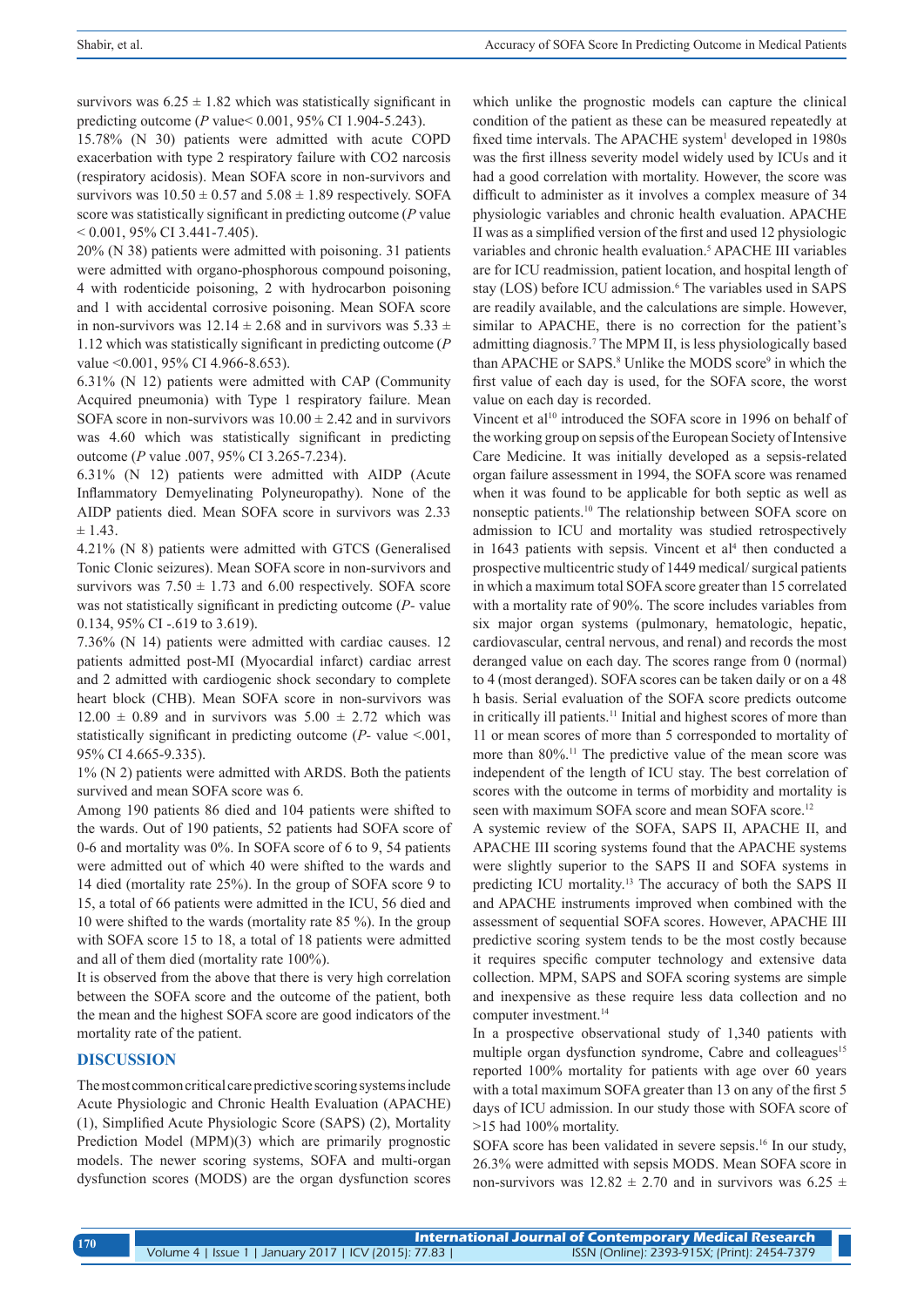survivors was $6.25 \pm 1.82$ which was statistically significant in predicting outcome (*P* value< 0.001, 95% CI 1.904-5.243).

15.78% (N 30) patients were admitted with acute COPD exacerbation with type 2 respiratory failure with CO2 narcosis (respiratory acidosis). Mean SOFA score in non-survivors and survivors was $10.50 \pm 0.57$ and $5.08 \pm 1.89$ respectively. SOFA score was statistically significant in predicting outcome (*P* value < 0.001, 95% CI 3.441-7.405).

20% (N 38) patients were admitted with poisoning. 31 patients were admitted with organo-phosphorous compound poisoning, 4 with rodenticide poisoning, 2 with hydrocarbon poisoning and 1 with accidental corrosive poisoning. Mean SOFA score in non-survivors was $12.14 \pm 2.68$ and in survivors was $5.33 \pm 1.12$ which was statistically significant in predicting outcome (*P* value <0.001, 95% CI 4.966-8.653).

6.31% (N 12) patients were admitted with CAP (Community Acquired pneumonia) with Type 1 respiratory failure. Mean SOFA score in non-survivors was $10.00 \pm 2.42$ and in survivors was 4.60 which was statistically significant in predicting outcome (*P* value .007, 95% CI 3.265-7.234).

6.31% (N 12) patients were admitted with AIDP (Acute Inflammatory Demyelinating Polyneuropathy). None of the AIDP patients died. Mean SOFA score in survivors was $2.33 \pm 1.43$.

4.21% (N 8) patients were admitted with GTCS (Generalised Tonic Clonic seizures). Mean SOFA score in non-survivors and survivors was $7.50 \pm 1.73$ and 6.00 respectively. SOFA score was not statistically significant in predicting outcome (*P*- value 0.134, 95% CI -.619 to 3.619).

7.36% (N 14) patients were admitted with cardiac causes. 12 patients admitted post-MI (Myocardial infarct) cardiac arrest and 2 admitted with cardiogenic shock secondary to complete heart block (CHB). Mean SOFA score in non-survivors was $12.00 \pm 0.89$ and in survivors was $5.00 \pm 2.72$ which was statistically significant in predicting outcome (*P*- value <.001, 95% CI 4.665-9.335).

1% (N 2) patients were admitted with ARDS. Both the patients survived and mean SOFA score was 6.

Among 190 patients 86 died and 104 patients were shifted to the wards. Out of 190 patients, 52 patients had SOFA score of 0-6 and mortality was 0%. In SOFA score of 6 to 9, 54 patients were admitted out of which 40 were shifted to the wards and 14 died (mortality rate 25%). In the group of SOFA score 9 to 15, a total of 66 patients were admitted in the ICU, 56 died and 10 were shifted to the wards (mortality rate 85 %). In the group with SOFA score 15 to 18, a total of 18 patients were admitted and all of them died (mortality rate 100%).

It is observed from the above that there is very high correlation between the SOFA score and the outcome of the patient, both the mean and the highest SOFA score are good indicators of the mortality rate of the patient.

## DISCUSSION

The most common critical care predictive scoring systems include Acute Physiologic and Chronic Health Evaluation (APACHE) (1), Simplified Acute Physiologic Score (SAPS) (2), Mortality Prediction Model (MPM)(3) which are primarily prognostic models. The newer scoring systems, SOFA and multi-organ dysfunction scores (MODS) are the organ dysfunction scores which unlike the prognostic models can capture the clinical condition of the patient as these can be measured repeatedly at fixed time intervals. The APACHE system[1] developed in 1980s was the first illness severity model widely used by ICUs and it had a good correlation with mortality. However, the score was difficult to administer as it involves a complex measure of 34 physiologic variables and chronic health evaluation. APACHE II was as a simplified version of the first and used 12 physiologic variables and chronic health evaluation.[5] APACHE III variables are for ICU readmission, patient location, and hospital length of stay (LOS) before ICU admission.[6] The variables used in SAPS are readily available, and the calculations are simple. However, similar to APACHE, there is no correction for the patient's admitting diagnosis.[7] The MPM II, is less physiologically based than APACHE or SAPS.[8] Unlike the MODS score[9] in which the first value of each day is used, for the SOFA score, the worst value on each day is recorded.

Vincent et al[10] introduced the SOFA score in 1996 on behalf of the working group on sepsis of the European Society of Intensive Care Medicine. It was initially developed as a sepsis-related organ failure assessment in 1994, the SOFA score was renamed when it was found to be applicable for both septic as well as nonseptic patients.[10] The relationship between SOFA score on admission to ICU and mortality was studied retrospectively in 1643 patients with sepsis. Vincent et al[4] then conducted a prospective multicentric study of 1449 medical/ surgical patients in which a maximum total SOFA score greater than 15 correlated with a mortality rate of 90%. The score includes variables from six major organ systems (pulmonary, hematologic, hepatic, cardiovascular, central nervous, and renal) and records the most deranged value on each day. The scores range from 0 (normal) to 4 (most deranged). SOFA scores can be taken daily or on a 48 h basis. Serial evaluation of the SOFA score predicts outcome in critically ill patients.[11] Initial and highest scores of more than 11 or mean scores of more than 5 corresponded to mortality of more than 80%.[11] The predictive value of the mean score was independent of the length of ICU stay. The best correlation of scores with the outcome in terms of morbidity and mortality is seen with maximum SOFA score and mean SOFA score.[12]

A systemic review of the SOFA, SAPS II, APACHE II, and APACHE III scoring systems found that the APACHE systems were slightly superior to the SAPS II and SOFA systems in predicting ICU mortality.[13] The accuracy of both the SAPS II and APACHE instruments improved when combined with the assessment of sequential SOFA scores. However, APACHE III predictive scoring system tends to be the most costly because it requires specific computer technology and extensive data collection. MPM, SAPS and SOFA scoring systems are simple and inexpensive as these require less data collection and no computer investment.[14]

In a prospective observational study of 1,340 patients with multiple organ dysfunction syndrome, Cabre and colleagues[15] reported 100% mortality for patients with age over 60 years with a total maximum SOFA greater than 13 on any of the first 5 days of ICU admission. In our study those with SOFA score of >15 had 100% mortality.

SOFA score has been validated in severe sepsis.[16] In our study, 26.3% were admitted with sepsis MODS. Mean SOFA score in non-survivors was $12.82 \pm 2.70$ and in survivors was $6.25 \pm$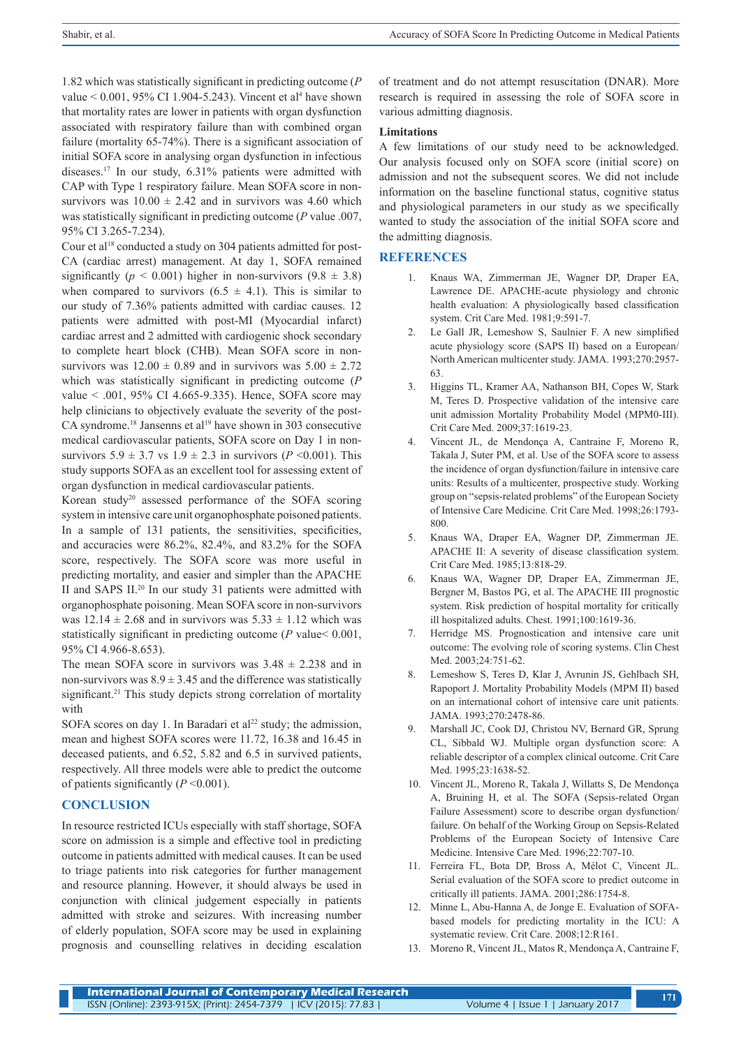1.82 which was statistically significant in predicting outcome ($P$ value < 0.001, 95% CI 1.904-5.243). Vincent et al[4] have shown that mortality rates are lower in patients with organ dysfunction associated with respiratory failure than with combined organ failure (mortality 65-74%). There is a significant association of initial SOFA score in analysing organ dysfunction in infectious diseases.[17] In our study, 6.31% patients were admitted with CAP with Type 1 respiratory failure. Mean SOFA score in non-survivors was $10.00 \pm 2.42$ and in survivors was 4.60 which was statistically significant in predicting outcome ($P$ value .007, 95% CI 3.265-7.234).

Cour et al[18] conducted a study on 304 patients admitted for post-CA (cardiac arrest) management. At day 1, SOFA remained significantly ($p < 0.001$) higher in non-survivors ($9.8 \pm 3.8$) when compared to survivors ($6.5 \pm 4.1$). This is similar to our study of 7.36% patients admitted with cardiac causes. 12 patients were admitted with post-MI (Myocardial infarct) cardiac arrest and 2 admitted with cardiogenic shock secondary to complete heart block (CHB). Mean SOFA score in non-survivors was $12.00 \pm 0.89$ and in survivors was $5.00 \pm 2.72$ which was statistically significant in predicting outcome ($P$ value < .001, 95% CI 4.665-9.335). Hence, SOFA score may help clinicians to objectively evaluate the severity of the post-CA syndrome.[18] Jansenns et al[19] have shown in 303 consecutive medical cardiovascular patients, SOFA score on Day 1 in non-survivors $5.9 \pm 3.7$ vs $1.9 \pm 2.3$ in survivors ($P$ <0.001). This study supports SOFA as an excellent tool for assessing extent of organ dysfunction in medical cardiovascular patients.

Korean study[20] assessed performance of the SOFA scoring system in intensive care unit organophosphate poisoned patients. In a sample of 131 patients, the sensitivities, specificities, and accuracies were 86.2%, 82.4%, and 83.2% for the SOFA score, respectively. The SOFA score was more useful in predicting mortality, and easier and simpler than the APACHE II and SAPS II.[20] In our study 31 patients were admitted with organophosphate poisoning. Mean SOFA score in non-survivors was $12.14 \pm 2.68$ and in survivors was $5.33 \pm 1.12$ which was statistically significant in predicting outcome ($P$ value< 0.001, 95% CI 4.966-8.653).

The mean SOFA score in survivors was $3.48 \pm 2.238$ and in non-survivors was $8.9 \pm 3.45$ and the difference was statistically significant.[21] This study depicts strong correlation of mortality with

SOFA scores on day 1. In Baradari et al[22] study; the admission, mean and highest SOFA scores were 11.72, 16.38 and 16.45 in deceased patients, and 6.52, 5.82 and 6.5 in survived patients, respectively. All three models were able to predict the outcome of patients significantly ($P$ <0.001).

## CONCLUSION

In resource restricted ICUs especially with staff shortage, SOFA score on admission is a simple and effective tool in predicting outcome in patients admitted with medical causes. It can be used to triage patients into risk categories for further management and resource planning. However, it should always be used in conjunction with clinical judgement especially in patients admitted with stroke and seizures. With increasing number of elderly population, SOFA score may be used in explaining prognosis and counselling relatives in deciding escalation of treatment and do not attempt resuscitation (DNAR). More research is required in assessing the role of SOFA score in various admitting diagnosis.

### Limitations

A few limitations of our study need to be acknowledged. Our analysis focused only on SOFA score (initial score) on admission and not the subsequent scores. We did not include information on the baseline functional status, cognitive status and physiological parameters in our study as we specifically wanted to study the association of the initial SOFA score and the admitting diagnosis.

## REFERENCES

1. Knaus WA, Zimmerman JE, Wagner DP, Draper EA, Lawrence DE. APACHE-acute physiology and chronic health evaluation: A physiologically based classification system. Crit Care Med. 1981;9:591-7.
2. Le Gall JR, Lemeshow S, Saulnier F. A new simplified acute physiology score (SAPS II) based on a European/North American multicenter study. JAMA. 1993;270:2957-63.
3. Higgins TL, Kramer AA, Nathanson BH, Copes W, Stark M, Teres D. Prospective validation of the intensive care unit admission Mortality Probability Model (MPM0-III). Crit Care Med. 2009;37:1619-23.
4. Vincent JL, de Mendonça A, Cantraine F, Moreno R, Takala J, Suter PM, et al. Use of the SOFA score to assess the incidence of organ dysfunction/failure in intensive care units: Results of a multicenter, prospective study. Working group on "sepsis-related problems" of the European Society of Intensive Care Medicine. Crit Care Med. 1998;26:1793-800.
5. Knaus WA, Draper EA, Wagner DP, Zimmerman JE. APACHE II: A severity of disease classification system. Crit Care Med. 1985;13:818-29.
6. Knaus WA, Wagner DP, Draper EA, Zimmerman JE, Bergner M, Bastos PG, et al. The APACHE III prognostic system. Risk prediction of hospital mortality for critically ill hospitalized adults. Chest. 1991;100:1619-36.
7. Herridge MS. Prognostication and intensive care unit outcome: The evolving role of scoring systems. Clin Chest Med. 2003;24:751-62.
8. Lemeshow S, Teres D, Klar J, Avrunin JS, Gehlbach SH, Rapoport J. Mortality Probability Models (MPM II) based on an international cohort of intensive care unit patients. JAMA. 1993;270:2478-86.
9. Marshall JC, Cook DJ, Christou NV, Bernard GR, Sprung CL, Sibbald WJ. Multiple organ dysfunction score: A reliable descriptor of a complex clinical outcome. Crit Care Med. 1995;23:1638-52.
10. Vincent JL, Moreno R, Takala J, Willatts S, De Mendonça A, Bruining H, et al. The SOFA (Sepsis-related Organ Failure Assessment) score to describe organ dysfunction/failure. On behalf of the Working Group on Sepsis-Related Problems of the European Society of Intensive Care Medicine. Intensive Care Med. 1996;22:707-10.
11. Ferreira FL, Bota DP, Bross A, Mélot C, Vincent JL. Serial evaluation of the SOFA score to predict outcome in critically ill patients. JAMA. 2001;286:1754-8.
12. Minne L, Abu-Hanna A, de Jonge E. Evaluation of SOFA-based models for predicting mortality in the ICU: A systematic review. Crit Care. 2008;12:R161.
13. Moreno R, Vincent JL, Matos R, Mendonça A, Cantraine F,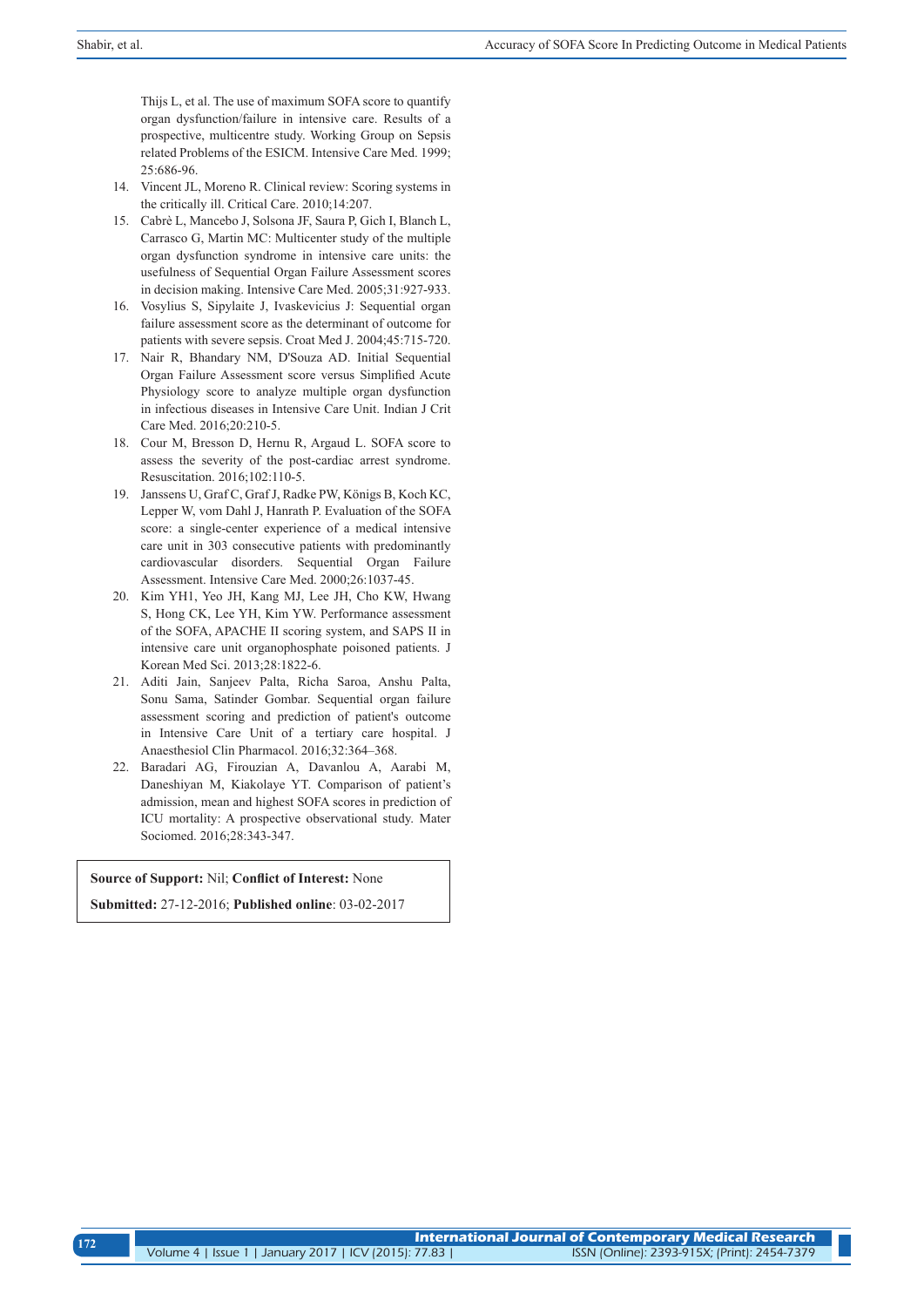Thijs L, et al. The use of maximum SOFA score to quantify organ dysfunction/failure in intensive care. Results of a prospective, multicentre study. Working Group on Sepsis related Problems of the ESICM. Intensive Care Med. 1999; 25:686-96.

14. Vincent JL, Moreno R. Clinical review: Scoring systems in the critically ill. Critical Care. 2010;14:207.
15. Cabrè L, Mancebo J, Solsona JF, Saura P, Gich I, Blanch L, Carrasco G, Martin MC: Multicenter study of the multiple organ dysfunction syndrome in intensive care units: the usefulness of Sequential Organ Failure Assessment scores in decision making. Intensive Care Med. 2005;31:927-933.
16. Vosylius S, Sipylaite J, Ivaskevicius J: Sequential organ failure assessment score as the determinant of outcome for patients with severe sepsis. Croat Med J. 2004;45:715-720.
17. Nair R, Bhandary NM, D'Souza AD. Initial Sequential Organ Failure Assessment score versus Simplified Acute Physiology score to analyze multiple organ dysfunction in infectious diseases in Intensive Care Unit. Indian J Crit Care Med. 2016;20:210-5.
18. Cour M, Bresson D, Hernu R, Argaud L. SOFA score to assess the severity of the post-cardiac arrest syndrome. Resuscitation. 2016;102:110-5.
19. Janssens U, Graf C, Graf J, Radke PW, Königs B, Koch KC, Lepper W, vom Dahl J, Hanrath P. Evaluation of the SOFA score: a single-center experience of a medical intensive care unit in 303 consecutive patients with predominantly cardiovascular disorders. Sequential Organ Failure Assessment. Intensive Care Med. 2000;26:1037-45.
20. Kim YH1, Yeo JH, Kang MJ, Lee JH, Cho KW, Hwang S, Hong CK, Lee YH, Kim YW. Performance assessment of the SOFA, APACHE II scoring system, and SAPS II in intensive care unit organophosphate poisoned patients. J Korean Med Sci. 2013;28:1822-6.
21. Aditi Jain, Sanjeev Palta, Richa Saroa, Anshu Palta, Sonu Sama, Satinder Gombar. Sequential organ failure assessment scoring and prediction of patient's outcome in Intensive Care Unit of a tertiary care hospital. J Anaesthesiol Clin Pharmacol. 2016;32:364–368.
22. Baradari AG, Firouzian A, Davanlou A, Aarabi M, Daneshiyan M, Kiakolaye YT. Comparison of patient's admission, mean and highest SOFA scores in prediction of ICU mortality: A prospective observational study. Mater Sociomed. 2016;28:343-347.

**Source of Support:** Nil; **Conflict of Interest:** None

**Submitted:** 27-12-2016; **Published online**: 03-02-2017